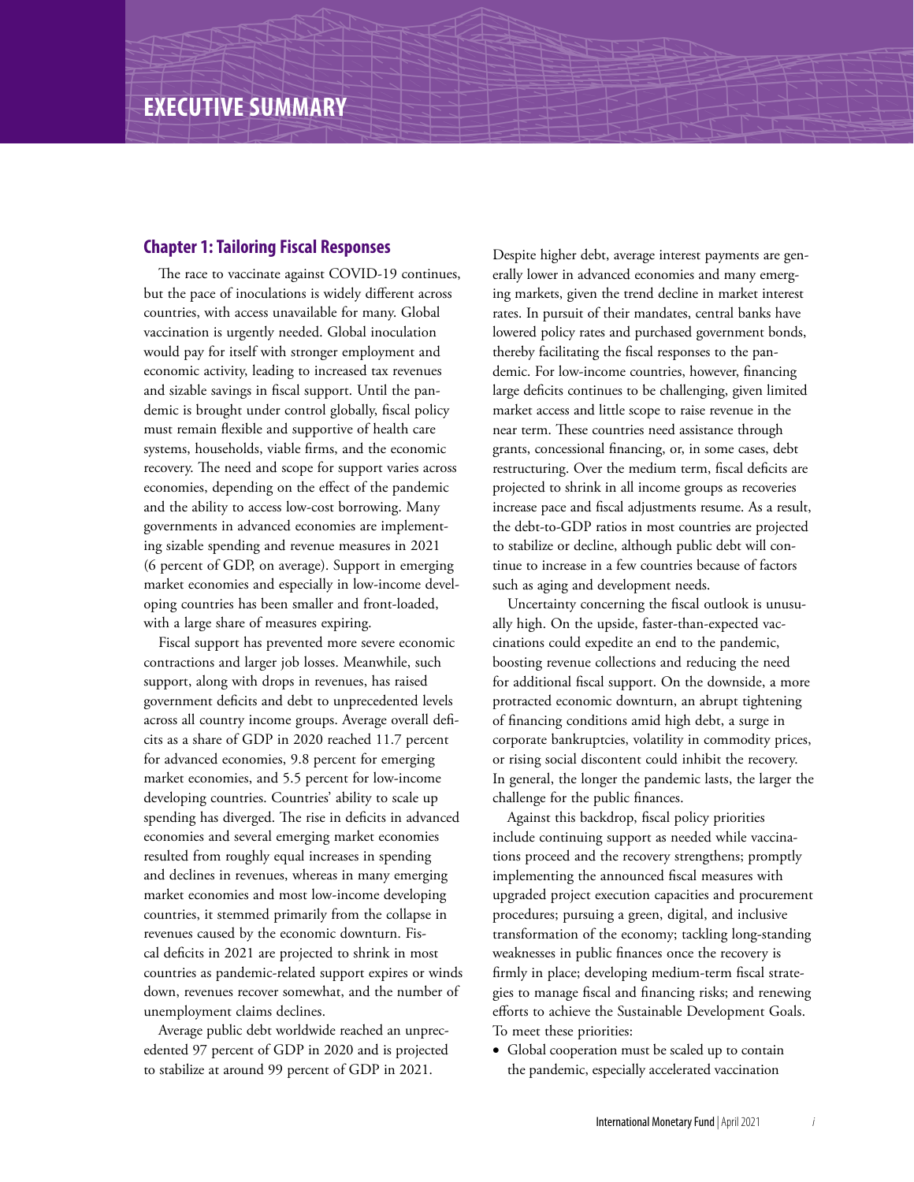# EXECUTIVE SUMMARY

## Chapter 1: Tailoring Fiscal Responses

The race to vaccinate against COVID-19 continues, but the pace of inoculations is widely different across countries, with access unavailable for many. Global vaccination is urgently needed. Global inoculation would pay for itself with stronger employment and economic activity, leading to increased tax revenues and sizable savings in fiscal support. Until the pandemic is brought under control globally, fiscal policy must remain flexible and supportive of health care systems, households, viable firms, and the economic recovery. The need and scope for support varies across economies, depending on the effect of the pandemic and the ability to access low-cost borrowing. Many governments in advanced economies are implementing sizable spending and revenue measures in 2021 (6 percent of GDP, on average). Support in emerging market economies and especially in low-income developing countries has been smaller and front-loaded, with a large share of measures expiring.

Fiscal support has prevented more severe economic contractions and larger job losses. Meanwhile, such support, along with drops in revenues, has raised government deficits and debt to unprecedented levels across all country income groups. Average overall deficits as a share of GDP in 2020 reached 11.7 percent for advanced economies, 9.8 percent for emerging market economies, and 5.5 percent for low-income developing countries. Countries' ability to scale up spending has diverged. The rise in deficits in advanced economies and several emerging market economies resulted from roughly equal increases in spending and declines in revenues, whereas in many emerging market economies and most low-income developing countries, it stemmed primarily from the collapse in revenues caused by the economic downturn. Fiscal deficits in 2021 are projected to shrink in most countries as pandemic-related support expires or winds down, revenues recover somewhat, and the number of unemployment claims declines.

Average public debt worldwide reached an unprecedented 97 percent of GDP in 2020 and is projected to stabilize at around 99 percent of GDP in 2021. Despite higher debt, average interest payments are generally lower in advanced economies and many emerging markets, given the trend decline in market interest rates. In pursuit of their mandates, central banks have lowered policy rates and purchased government bonds, thereby facilitating the fiscal responses to the pandemic. For low-income countries, however, financing large deficits continues to be challenging, given limited market access and little scope to raise revenue in the near term. These countries need assistance through grants, concessional financing, or, in some cases, debt restructuring. Over the medium term, fiscal deficits are projected to shrink in all income groups as recoveries increase pace and fiscal adjustments resume. As a result, the debt-to-GDP ratios in most countries are projected to stabilize or decline, although public debt will continue to increase in a few countries because of factors such as aging and development needs.

Uncertainty concerning the fiscal outlook is unusually high. On the upside, faster-than-expected vaccinations could expedite an end to the pandemic, boosting revenue collections and reducing the need for additional fiscal support. On the downside, a more protracted economic downturn, an abrupt tightening of financing conditions amid high debt, a surge in corporate bankruptcies, volatility in commodity prices, or rising social discontent could inhibit the recovery. In general, the longer the pandemic lasts, the larger the challenge for the public finances.

Against this backdrop, fiscal policy priorities include continuing support as needed while vaccinations proceed and the recovery strengthens; promptly implementing the announced fiscal measures with upgraded project execution capacities and procurement procedures; pursuing a green, digital, and inclusive transformation of the economy; tackling long-standing weaknesses in public finances once the recovery is firmly in place; developing medium-term fiscal strategies to manage fiscal and financing risks; and renewing efforts to achieve the Sustainable Development Goals. To meet these priorities:

- Global cooperation must be scaled up to contain the pandemic, especially accelerated vaccination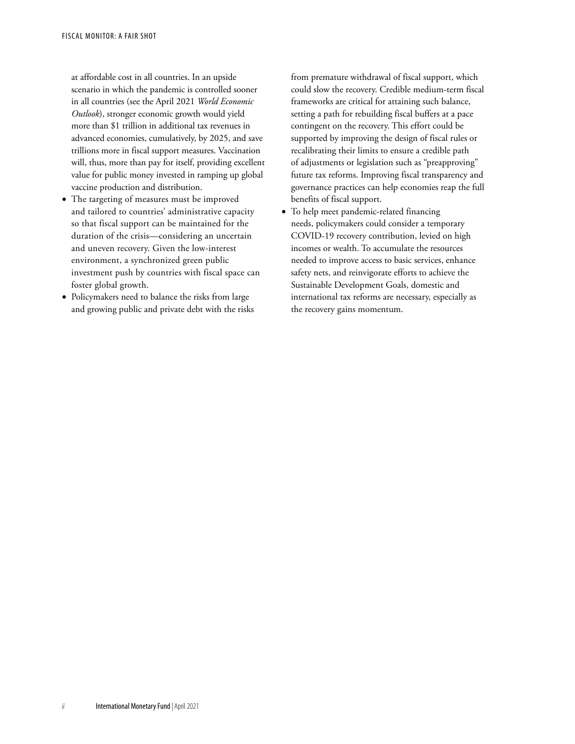at affordable cost in all countries. In an upside scenario in which the pandemic is controlled sooner in all countries (see the April 2021 *World Economic Outlook*), stronger economic growth would yield more than $1 trillion in additional tax revenues in advanced economies, cumulatively, by 2025, and save trillions more in fiscal support measures. Vaccination will, thus, more than pay for itself, providing excellent value for public money invested in ramping up global vaccine production and distribution.

- The targeting of measures must be improved and tailored to countries' administrative capacity so that fiscal support can be maintained for the duration of the crisis—considering an uncertain and uneven recovery. Given the low-interest environment, a synchronized green public investment push by countries with fiscal space can foster global growth.
- Policymakers need to balance the risks from large and growing public and private debt with the risks from premature withdrawal of fiscal support, which could slow the recovery. Credible medium-term fiscal frameworks are critical for attaining such balance, setting a path for rebuilding fiscal buffers at a pace contingent on the recovery. This effort could be supported by improving the design of fiscal rules or recalibrating their limits to ensure a credible path of adjustments or legislation such as "preapproving" future tax reforms. Improving fiscal transparency and governance practices can help economies reap the full benefits of fiscal support.
- To help meet pandemic-related financing needs, policymakers could consider a temporary COVID-19 recovery contribution, levied on high incomes or wealth. To accumulate the resources needed to improve access to basic services, enhance safety nets, and reinvigorate efforts to achieve the Sustainable Development Goals, domestic and international tax reforms are necessary, especially as the recovery gains momentum.